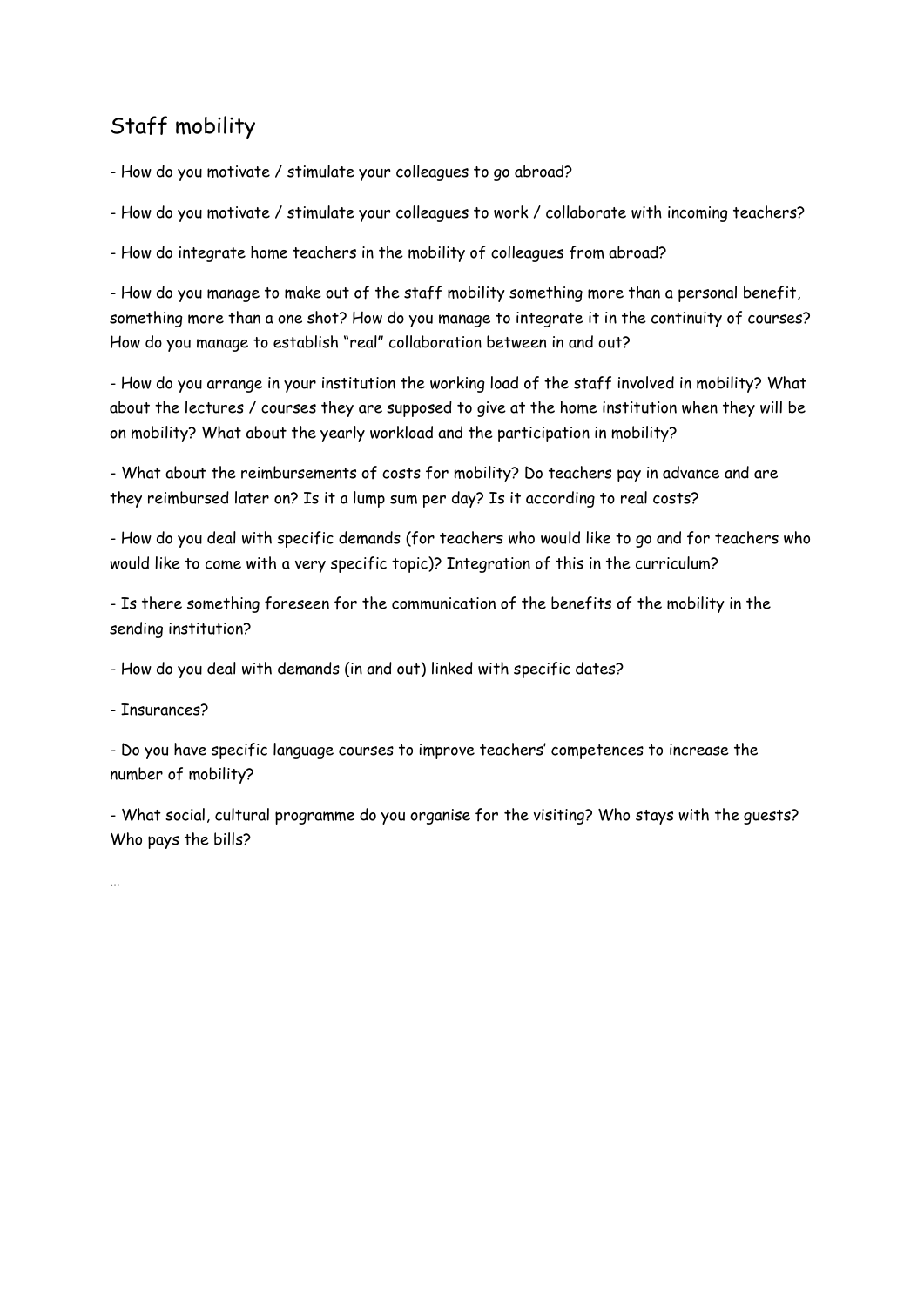## Staff mobility

- How do you motivate / stimulate your colleagues to go abroad?

- How do you motivate / stimulate your colleagues to work / collaborate with incoming teachers?

- How do integrate home teachers in the mobility of colleagues from abroad?

- How do you manage to make out of the staff mobility something more than a personal benefit, something more than a one shot? How do you manage to integrate it in the continuity of courses? How do you manage to establish "real" collaboration between in and out?

- How do you arrange in your institution the working load of the staff involved in mobility? What about the lectures / courses they are supposed to give at the home institution when they will be on mobility? What about the yearly workload and the participation in mobility?

- What about the reimbursements of costs for mobility? Do teachers pay in advance and are they reimbursed later on? Is it a lump sum per day? Is it according to real costs?

- How do you deal with specific demands (for teachers who would like to go and for teachers who would like to come with a very specific topic)? Integration of this in the curriculum?

- Is there something foreseen for the communication of the benefits of the mobility in the sending institution?

- How do you deal with demands (in and out) linked with specific dates?

- Insurances?

- Do you have specific language courses to improve teachers' competences to increase the number of mobility?

- What social, cultural programme do you organise for the visiting? Who stays with the guests? Who pays the bills?

…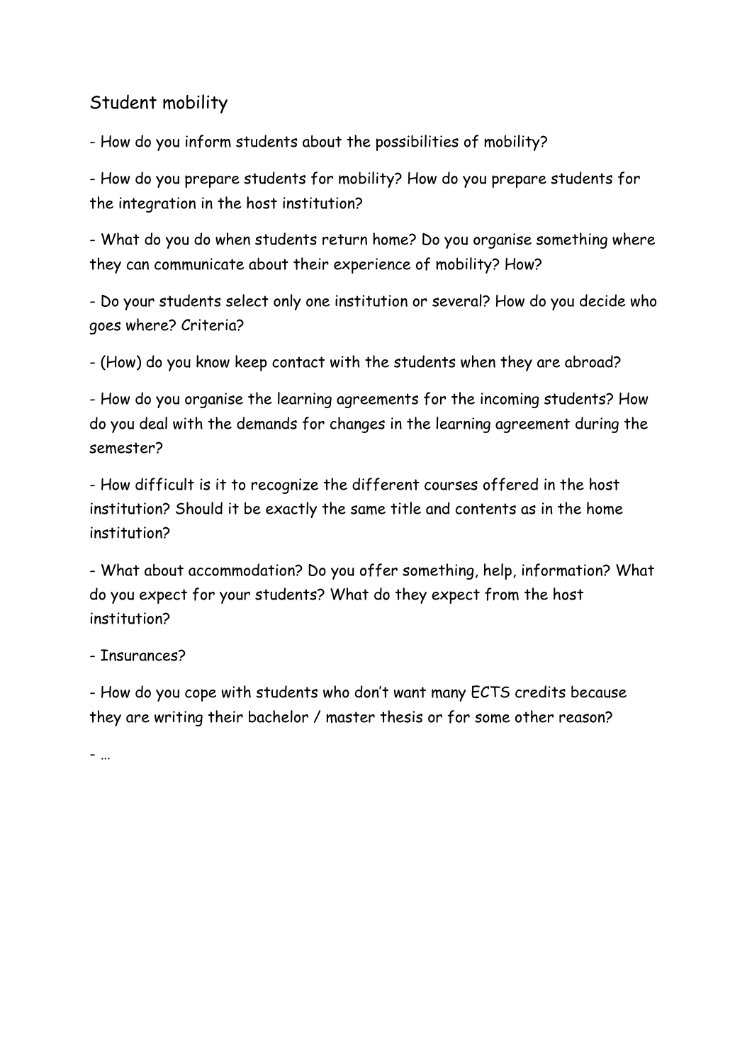## Student mobility

- How do you inform students about the possibilities of mobility?

- How do you prepare students for mobility? How do you prepare students for the integration in the host institution?

- What do you do when students return home? Do you organise something where they can communicate about their experience of mobility? How?

- Do your students select only one institution or several? How do you decide who goes where? Criteria?

- (How) do you know keep contact with the students when they are abroad?

- How do you organise the learning agreements for the incoming students? How do you deal with the demands for changes in the learning agreement during the semester?

- How difficult is it to recognize the different courses offered in the host institution? Should it be exactly the same title and contents as in the home institution?

- What about accommodation? Do you offer something, help, information? What do you expect for your students? What do they expect from the host institution?

- Insurances?

- How do you cope with students who don't want many ECTS credits because they are writing their bachelor / master thesis or for some other reason?

- …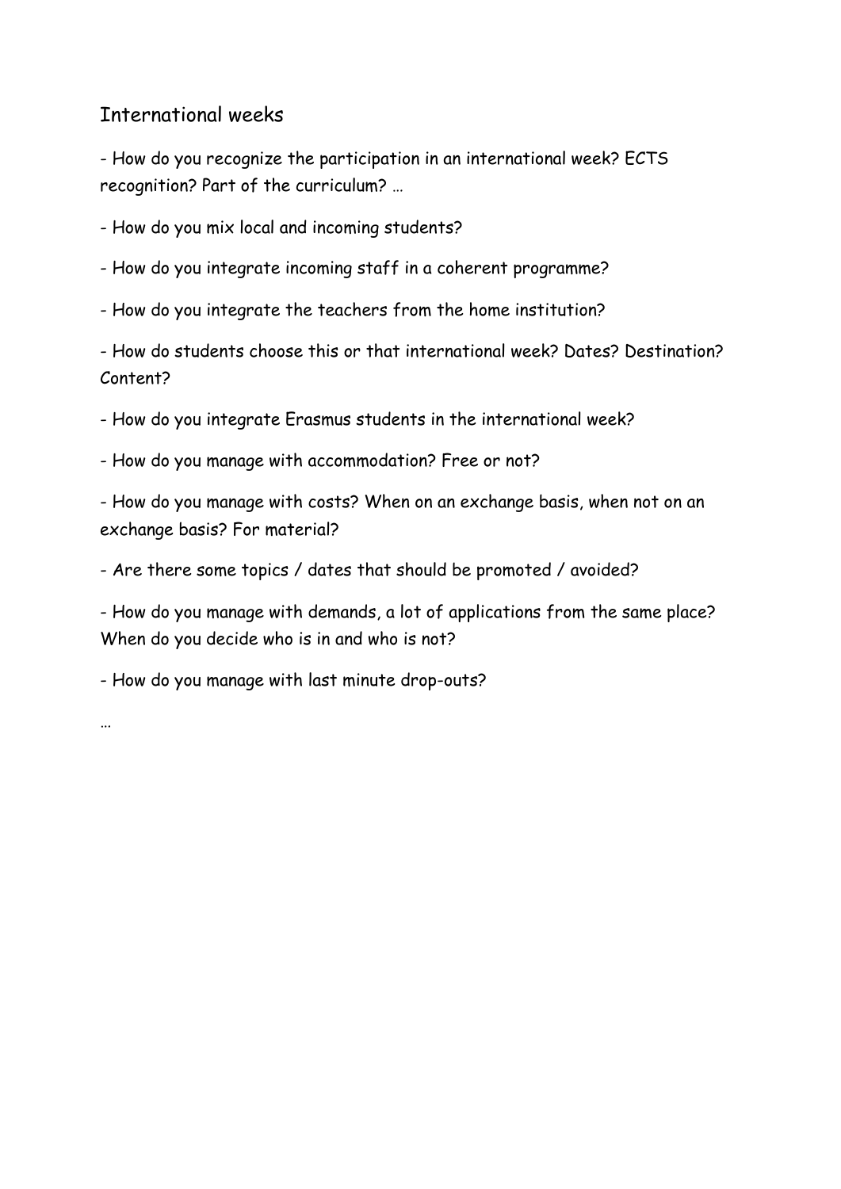## International weeks

- How do you recognize the participation in an international week? ECTS recognition? Part of the curriculum? …

- How do you mix local and incoming students?

- How do you integrate incoming staff in a coherent programme?

- How do you integrate the teachers from the home institution?

- How do students choose this or that international week? Dates? Destination? Content?

- How do you integrate Erasmus students in the international week?

- How do you manage with accommodation? Free or not?

- How do you manage with costs? When on an exchange basis, when not on an exchange basis? For material?

- Are there some topics / dates that should be promoted / avoided?

- How do you manage with demands, a lot of applications from the same place? When do you decide who is in and who is not?

- How do you manage with last minute drop-outs?

…